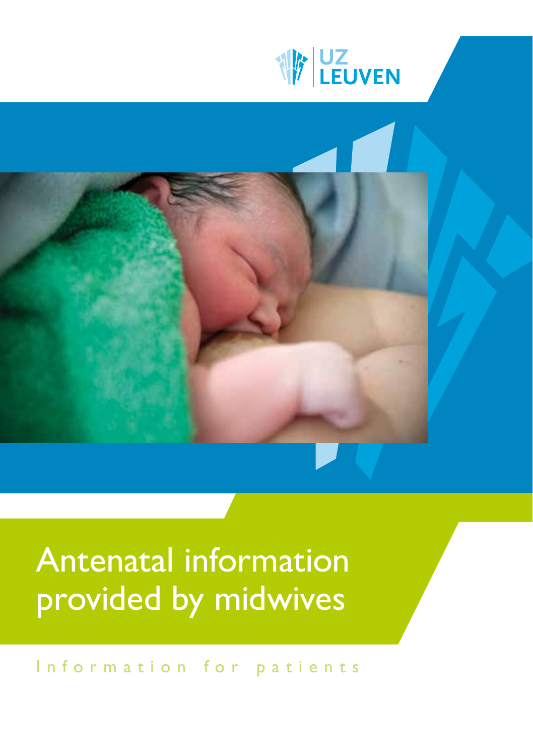UZ LEUVEN

# Antenatal information provided by midwives

Information for patients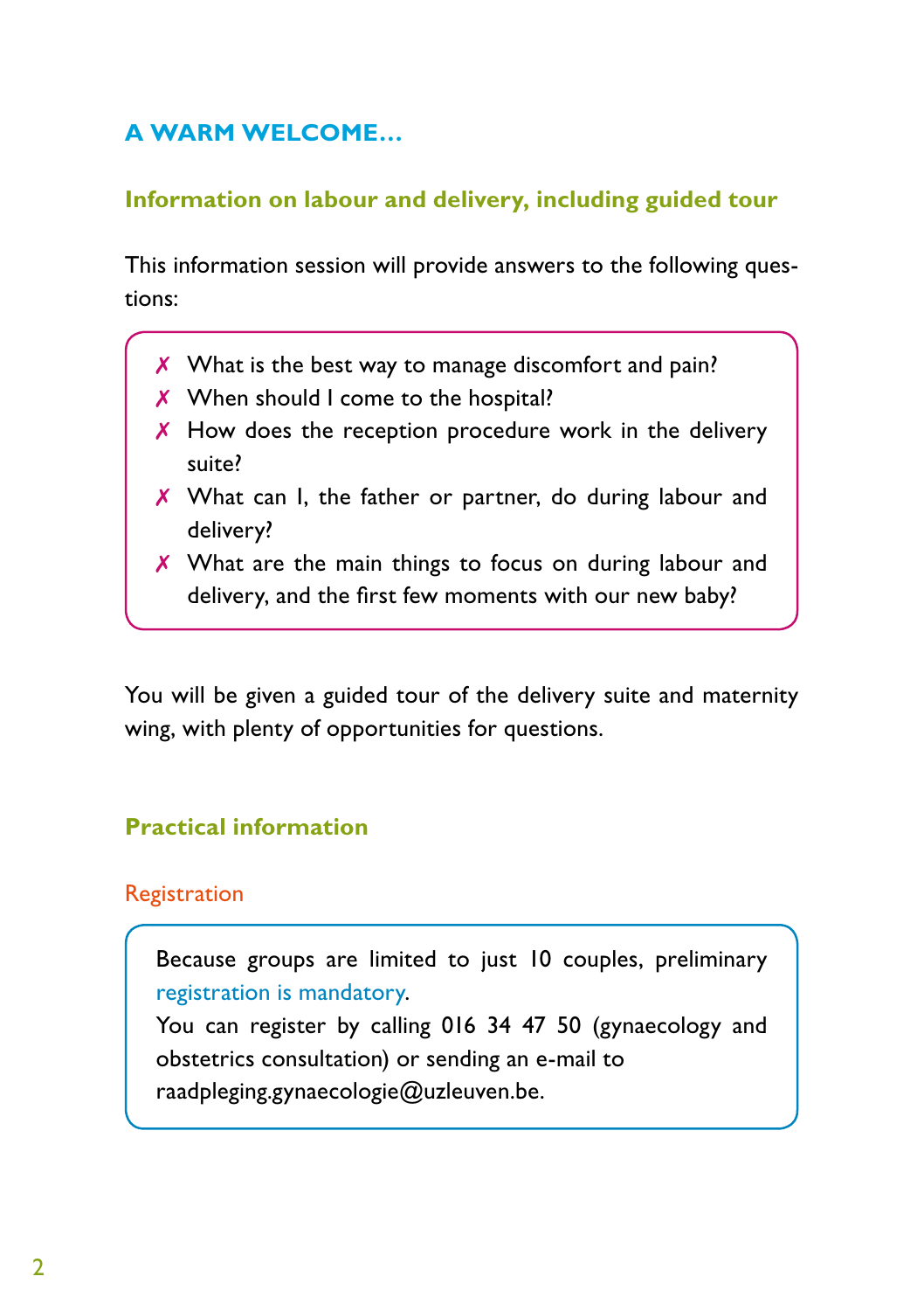# A WARM WELCOME…

## Information on labour and delivery, including guided tour

This information session will provide answers to the following questions:

- ✗ What is the best way to manage discomfort and pain?
- ✗ When should I come to the hospital?
- ✗ How does the reception procedure work in the delivery suite?
- ✗ What can I, the father or partner, do during labour and delivery?
- ✗ What are the main things to focus on during labour and delivery, and the first few moments with our new baby?

You will be given a guided tour of the delivery suite and maternity wing, with plenty of opportunities for questions.

## Practical information

### Registration

Because groups are limited to just 10 couples, preliminary registration is mandatory.
You can register by calling 016 34 47 50 (gynaecology and obstetrics consultation) or sending an e-mail to raadpleging.gynaecologie@uzleuven.be.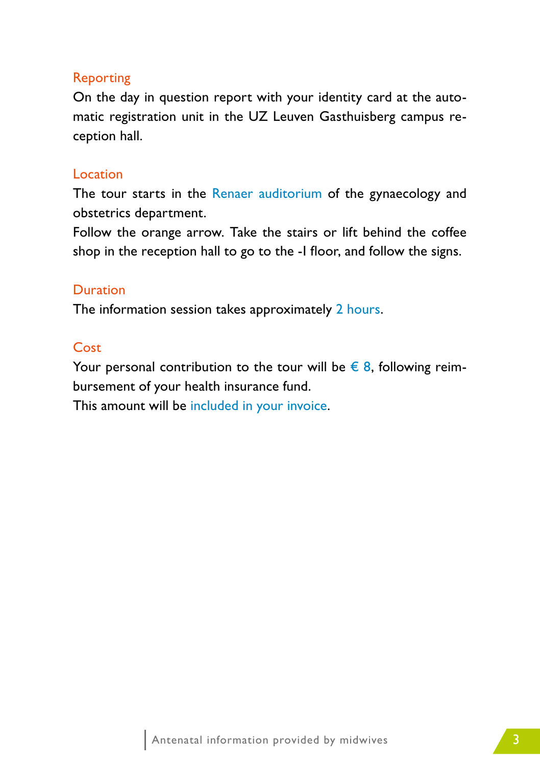## Reporting

On the day in question report with your identity card at the automatic registration unit in the UZ Leuven Gasthuisberg campus reception hall.

## Location

The tour starts in the Renaer auditorium of the gynaecology and obstetrics department.
Follow the orange arrow. Take the stairs or lift behind the coffee shop in the reception hall to go to the -I floor, and follow the signs.

## Duration

The information session takes approximately 2 hours.

## Cost

Your personal contribution to the tour will be € 8, following reimbursement of your health insurance fund.
This amount will be included in your invoice.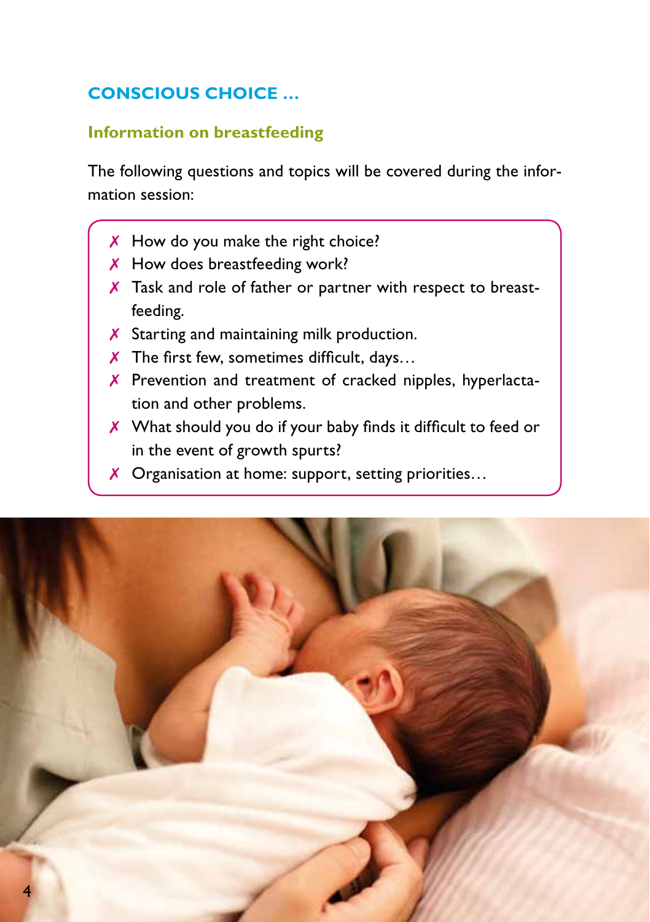## CONSCIOUS CHOICE ...

### Information on breastfeeding

The following questions and topics will be covered during the information session:

- ✗ How do you make the right choice?
- ✗ How does breastfeeding work?
- ✗ Task and role of father or partner with respect to breastfeeding.
- ✗ Starting and maintaining milk production.
- ✗ The first few, sometimes difficult, days…
- ✗ Prevention and treatment of cracked nipples, hyperlactation and other problems.
- ✗ What should you do if your baby finds it difficult to feed or in the event of growth spurts?
- ✗ Organisation at home: support, setting priorities…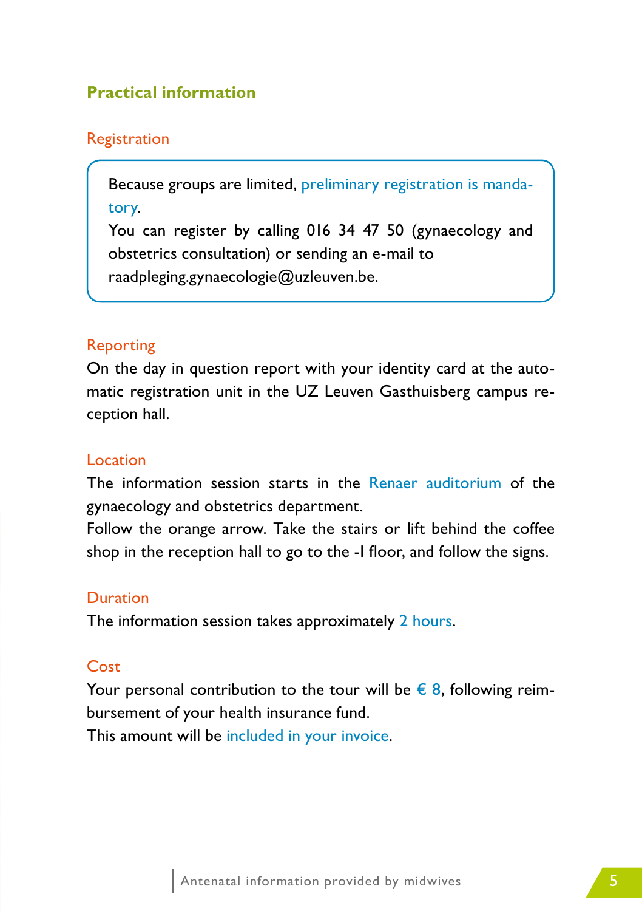## Practical information

### Registration

Because groups are limited, preliminary registration is mandatory.
You can register by calling 016 34 47 50 (gynaecology and obstetrics consultation) or sending an e-mail to raadpleging.gynaecologie@uzleuven.be.

### Reporting

On the day in question report with your identity card at the automatic registration unit in the UZ Leuven Gasthuisberg campus reception hall.

### Location

The information session starts in the Renaer auditorium of the gynaecology and obstetrics department.
Follow the orange arrow. Take the stairs or lift behind the coffee shop in the reception hall to go to the -I floor, and follow the signs.

### Duration

The information session takes approximately 2 hours.

### Cost

Your personal contribution to the tour will be € 8, following reimbursement of your health insurance fund.
This amount will be included in your invoice.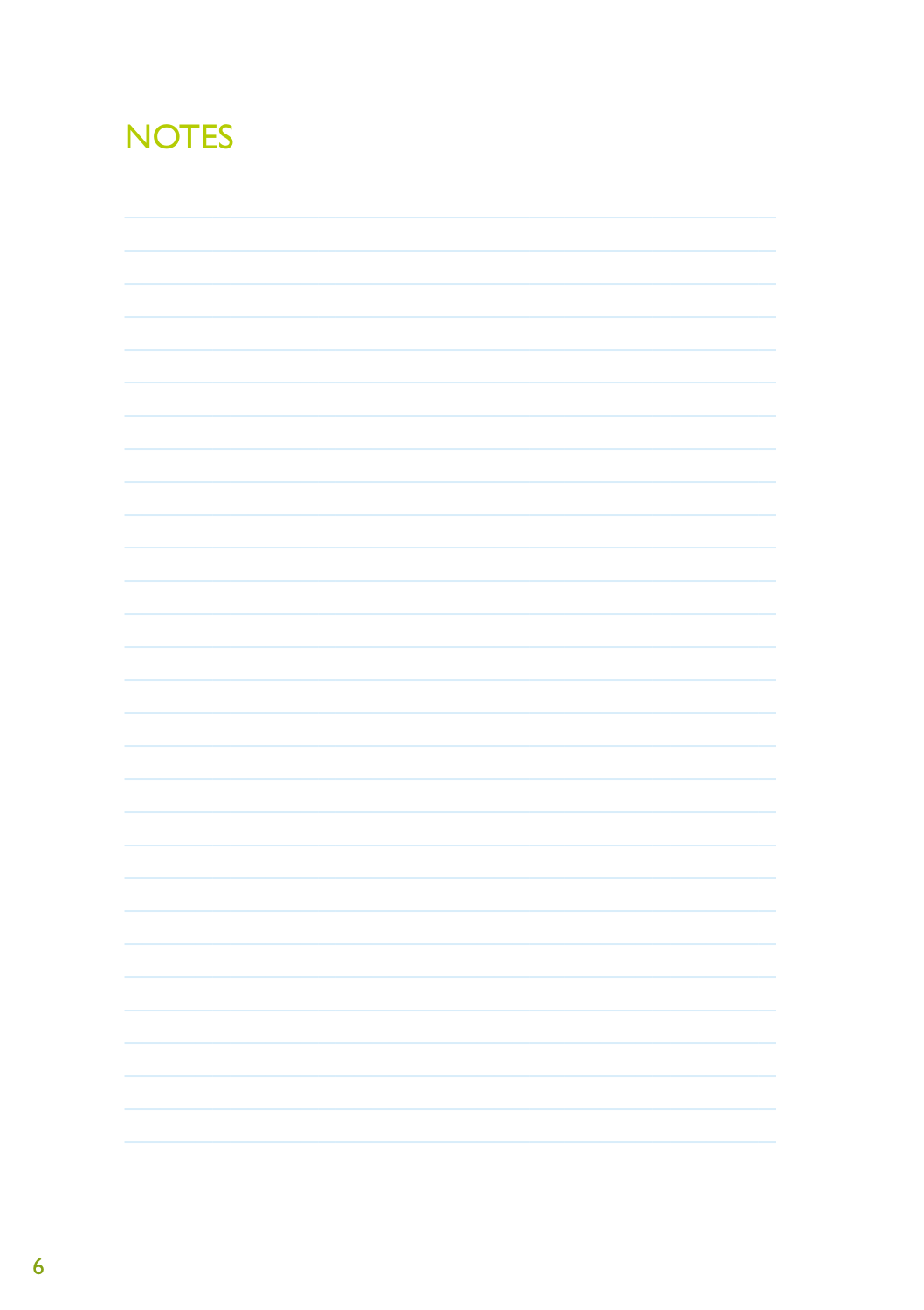# NOTES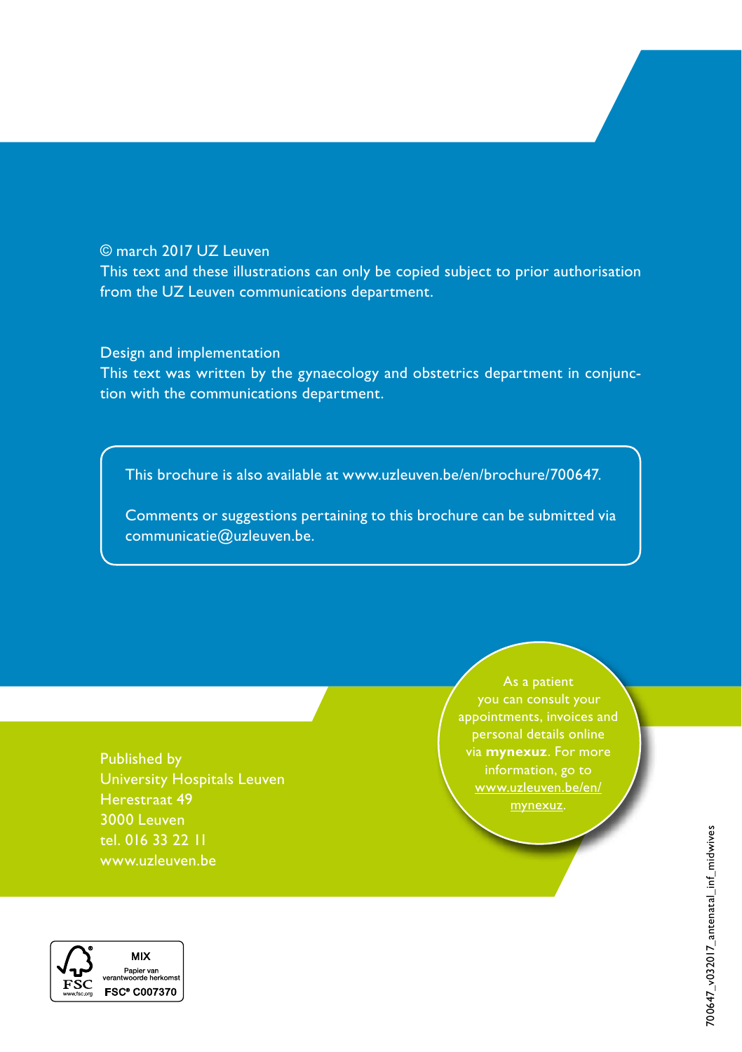© march 2017 UZ Leuven
This text and these illustrations can only be copied subject to prior authorisation from the UZ Leuven communications department.

Design and implementation
This text was written by the gynaecology and obstetrics department in conjunction with the communications department.

This brochure is also available at www.uzleuven.be/en/brochure/700647.

Comments or suggestions pertaining to this brochure can be submitted via communicatie@uzleuven.be.

As a patient you can consult your appointments, invoices and personal details online via **mynexuz**. For more information, go to www.uzleuven.be/en/mynexuz.

Published by
University Hospitals Leuven
Herestraat 49
3000 Leuven
tel. 016 33 22 11
www.uzleuven.be

MIX
Papier van verantwoorde herkomst
FSC® C007370

700647_v032017_antenatal_inf_midwives